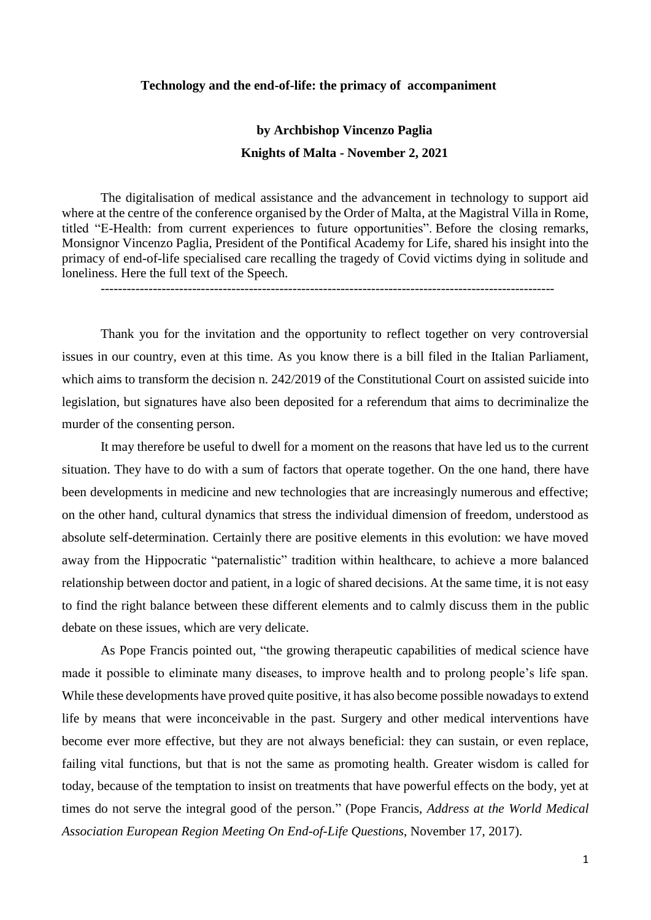**Technology and the end-of-life: the primacy of accompaniment**

**by Archbishop Vincenzo Paglia**

**Knights of Malta - November 2, 2021**

The digitalisation of medical assistance and the advancement in technology to support aid where at the centre of the conference organised by the Order of Malta, at the Magistral Villa in Rome, titled "E-Health: from current experiences to future opportunities". Before the closing remarks, Monsignor Vincenzo Paglia, President of the Pontifical Academy for Life, shared his insight into the primacy of end-of-life specialised care recalling the tragedy of Covid victims dying in solitude and loneliness. Here the full text of the Speech.

---

Thank you for the invitation and the opportunity to reflect together on very controversial issues in our country, even at this time. As you know there is a bill filed in the Italian Parliament, which aims to transform the decision n. 242/2019 of the Constitutional Court on assisted suicide into legislation, but signatures have also been deposited for a referendum that aims to decriminalize the murder of the consenting person.

It may therefore be useful to dwell for a moment on the reasons that have led us to the current situation. They have to do with a sum of factors that operate together. On the one hand, there have been developments in medicine and new technologies that are increasingly numerous and effective; on the other hand, cultural dynamics that stress the individual dimension of freedom, understood as absolute self-determination. Certainly there are positive elements in this evolution: we have moved away from the Hippocratic "paternalistic" tradition within healthcare, to achieve a more balanced relationship between doctor and patient, in a logic of shared decisions. At the same time, it is not easy to find the right balance between these different elements and to calmly discuss them in the public debate on these issues, which are very delicate.

As Pope Francis pointed out, "the growing therapeutic capabilities of medical science have made it possible to eliminate many diseases, to improve health and to prolong people's life span. While these developments have proved quite positive, it has also become possible nowadays to extend life by means that were inconceivable in the past. Surgery and other medical interventions have become ever more effective, but they are not always beneficial: they can sustain, or even replace, failing vital functions, but that is not the same as promoting health. Greater wisdom is called for today, because of the temptation to insist on treatments that have powerful effects on the body, yet at times do not serve the integral good of the person." (Pope Francis, *Address at the World Medical Association European Region Meeting On End-of-Life Questions*, November 17, 2017).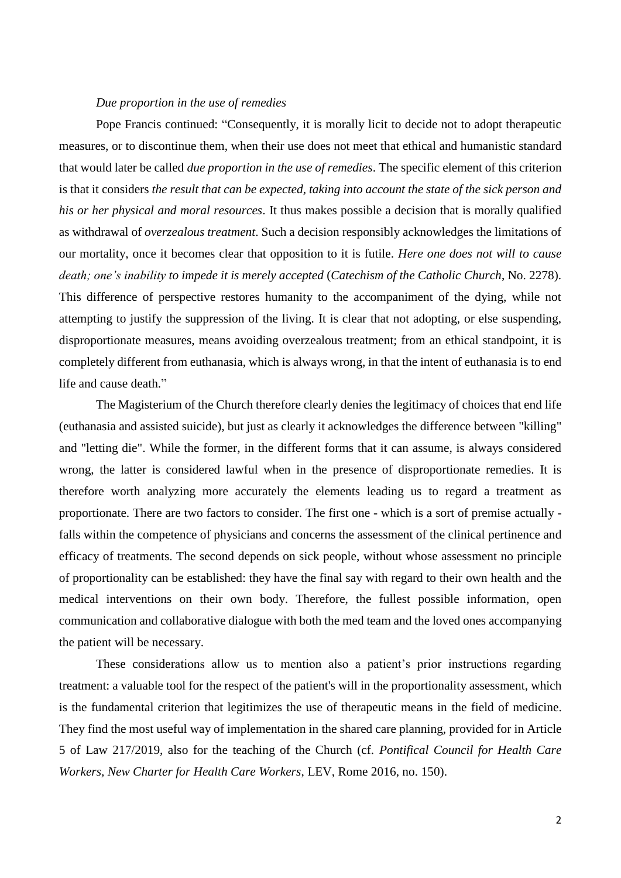*Due proportion in the use of remedies*

Pope Francis continued: “Consequently, it is morally licit to decide not to adopt therapeutic measures, or to discontinue them, when their use does not meet that ethical and humanistic standard that would later be called *due proportion in the use of remedies*. The specific element of this criterion is that it considers *the result that can be expected, taking into account the state of the sick person and his or her physical and moral resources*. It thus makes possible a decision that is morally qualified as withdrawal of *overzealous treatment*. Such a decision responsibly acknowledges the limitations of our mortality, once it becomes clear that opposition to it is futile. *Here one does not will to cause death; one's inability to impede it is merely accepted* (*Catechism of the Catholic Church*, No. 2278). This difference of perspective restores humanity to the accompaniment of the dying, while not attempting to justify the suppression of the living. It is clear that not adopting, or else suspending, disproportionate measures, means avoiding overzealous treatment; from an ethical standpoint, it is completely different from euthanasia, which is always wrong, in that the intent of euthanasia is to end life and cause death.”

The Magisterium of the Church therefore clearly denies the legitimacy of choices that end life (euthanasia and assisted suicide), but just as clearly it acknowledges the difference between "killing" and "letting die". While the former, in the different forms that it can assume, is always considered wrong, the latter is considered lawful when in the presence of disproportionate remedies. It is therefore worth analyzing more accurately the elements leading us to regard a treatment as proportionate. There are two factors to consider. The first one - which is a sort of premise actually - falls within the competence of physicians and concerns the assessment of the clinical pertinence and efficacy of treatments. The second depends on sick people, without whose assessment no principle of proportionality can be established: they have the final say with regard to their own health and the medical interventions on their own body. Therefore, the fullest possible information, open communication and collaborative dialogue with both the med team and the loved ones accompanying the patient will be necessary.

These considerations allow us to mention also a patient's prior instructions regarding treatment: a valuable tool for the respect of the patient's will in the proportionality assessment, which is the fundamental criterion that legitimizes the use of therapeutic means in the field of medicine. They find the most useful way of implementation in the shared care planning, provided for in Article 5 of Law 217/2019, also for the teaching of the Church (cf. *Pontifical Council for Health Care Workers*, *New Charter for Health Care Workers*, LEV, Rome 2016, no. 150).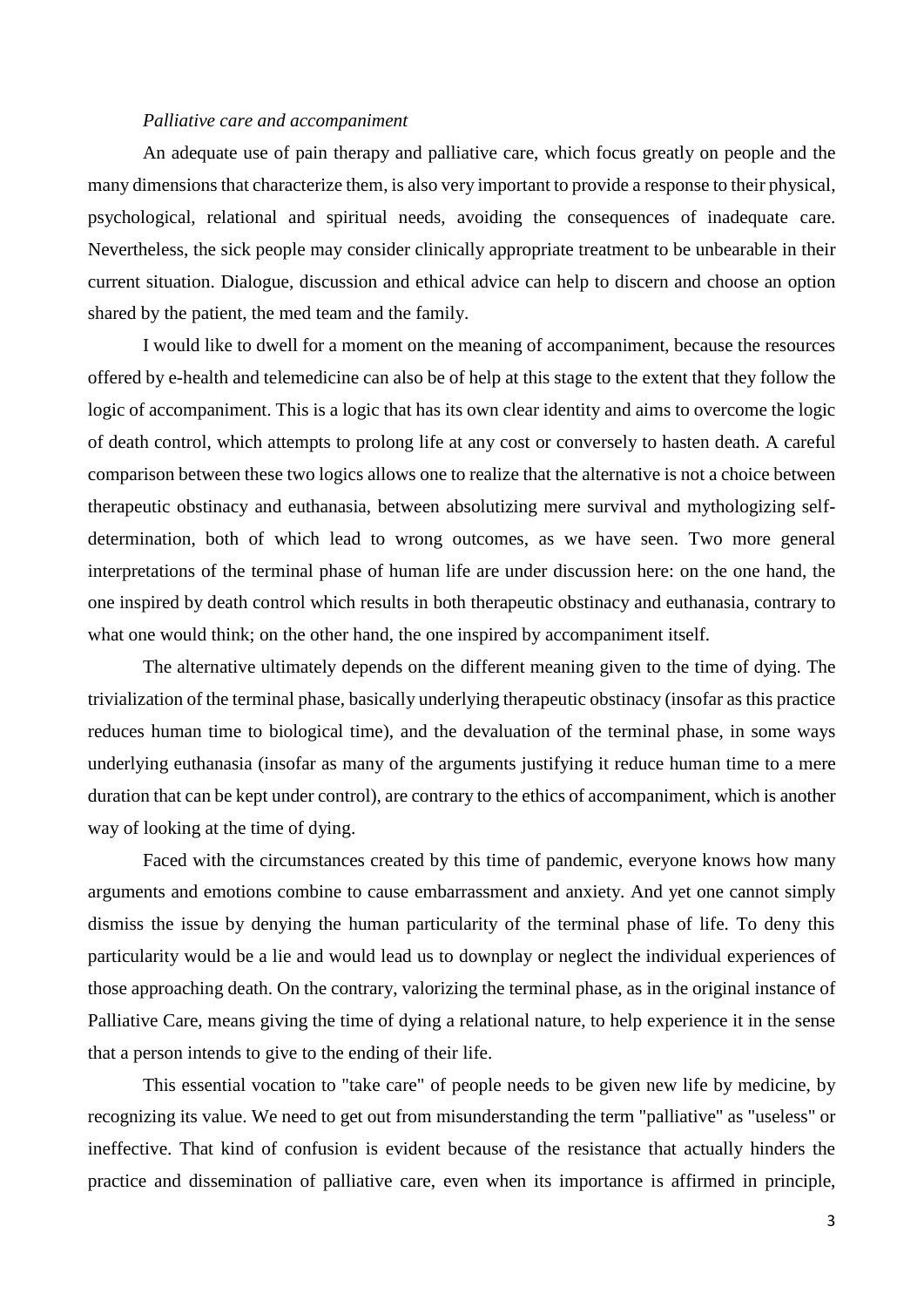*Palliative care and accompaniment*

An adequate use of pain therapy and palliative care, which focus greatly on people and the many dimensions that characterize them, is also very important to provide a response to their physical, psychological, relational and spiritual needs, avoiding the consequences of inadequate care. Nevertheless, the sick people may consider clinically appropriate treatment to be unbearable in their current situation. Dialogue, discussion and ethical advice can help to discern and choose an option shared by the patient, the med team and the family.

I would like to dwell for a moment on the meaning of accompaniment, because the resources offered by e-health and telemedicine can also be of help at this stage to the extent that they follow the logic of accompaniment. This is a logic that has its own clear identity and aims to overcome the logic of death control, which attempts to prolong life at any cost or conversely to hasten death. A careful comparison between these two logics allows one to realize that the alternative is not a choice between therapeutic obstinacy and euthanasia, between absolutizing mere survival and mythologizing self-determination, both of which lead to wrong outcomes, as we have seen. Two more general interpretations of the terminal phase of human life are under discussion here: on the one hand, the one inspired by death control which results in both therapeutic obstinacy and euthanasia, contrary to what one would think; on the other hand, the one inspired by accompaniment itself.

The alternative ultimately depends on the different meaning given to the time of dying. The trivialization of the terminal phase, basically underlying therapeutic obstinacy (insofar as this practice reduces human time to biological time), and the devaluation of the terminal phase, in some ways underlying euthanasia (insofar as many of the arguments justifying it reduce human time to a mere duration that can be kept under control), are contrary to the ethics of accompaniment, which is another way of looking at the time of dying.

Faced with the circumstances created by this time of pandemic, everyone knows how many arguments and emotions combine to cause embarrassment and anxiety. And yet one cannot simply dismiss the issue by denying the human particularity of the terminal phase of life. To deny this particularity would be a lie and would lead us to downplay or neglect the individual experiences of those approaching death. On the contrary, valorizing the terminal phase, as in the original instance of Palliative Care, means giving the time of dying a relational nature, to help experience it in the sense that a person intends to give to the ending of their life.

This essential vocation to "take care" of people needs to be given new life by medicine, by recognizing its value. We need to get out from misunderstanding the term "palliative" as "useless" or ineffective. That kind of confusion is evident because of the resistance that actually hinders the practice and dissemination of palliative care, even when its importance is affirmed in principle,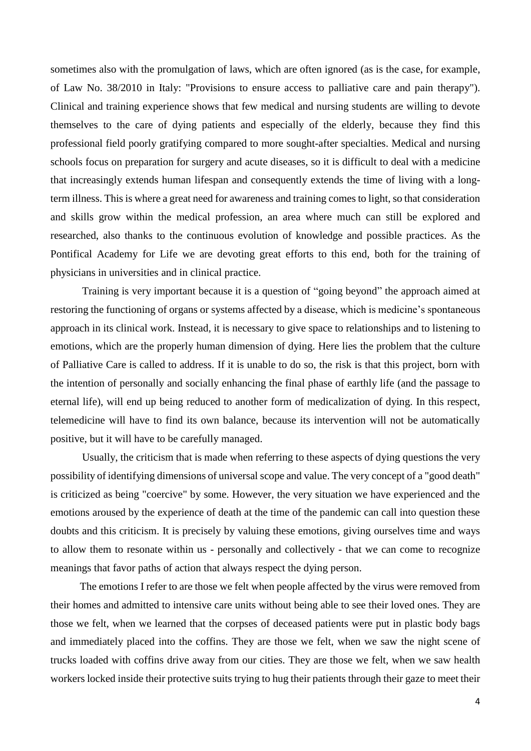sometimes also with the promulgation of laws, which are often ignored (as is the case, for example, of Law No. 38/2010 in Italy: "Provisions to ensure access to palliative care and pain therapy"). Clinical and training experience shows that few medical and nursing students are willing to devote themselves to the care of dying patients and especially of the elderly, because they find this professional field poorly gratifying compared to more sought-after specialties. Medical and nursing schools focus on preparation for surgery and acute diseases, so it is difficult to deal with a medicine that increasingly extends human lifespan and consequently extends the time of living with a long-term illness. This is where a great need for awareness and training comes to light, so that consideration and skills grow within the medical profession, an area where much can still be explored and researched, also thanks to the continuous evolution of knowledge and possible practices. As the Pontifical Academy for Life we are devoting great efforts to this end, both for the training of physicians in universities and in clinical practice.

Training is very important because it is a question of "going beyond" the approach aimed at restoring the functioning of organs or systems affected by a disease, which is medicine's spontaneous approach in its clinical work. Instead, it is necessary to give space to relationships and to listening to emotions, which are the properly human dimension of dying. Here lies the problem that the culture of Palliative Care is called to address. If it is unable to do so, the risk is that this project, born with the intention of personally and socially enhancing the final phase of earthly life (and the passage to eternal life), will end up being reduced to another form of medicalization of dying. In this respect, telemedicine will have to find its own balance, because its intervention will not be automatically positive, but it will have to be carefully managed.

Usually, the criticism that is made when referring to these aspects of dying questions the very possibility of identifying dimensions of universal scope and value. The very concept of a "good death" is criticized as being "coercive" by some. However, the very situation we have experienced and the emotions aroused by the experience of death at the time of the pandemic can call into question these doubts and this criticism. It is precisely by valuing these emotions, giving ourselves time and ways to allow them to resonate within us - personally and collectively - that we can come to recognize meanings that favor paths of action that always respect the dying person.

The emotions I refer to are those we felt when people affected by the virus were removed from their homes and admitted to intensive care units without being able to see their loved ones. They are those we felt, when we learned that the corpses of deceased patients were put in plastic body bags and immediately placed into the coffins. They are those we felt, when we saw the night scene of trucks loaded with coffins drive away from our cities. They are those we felt, when we saw health workers locked inside their protective suits trying to hug their patients through their gaze to meet their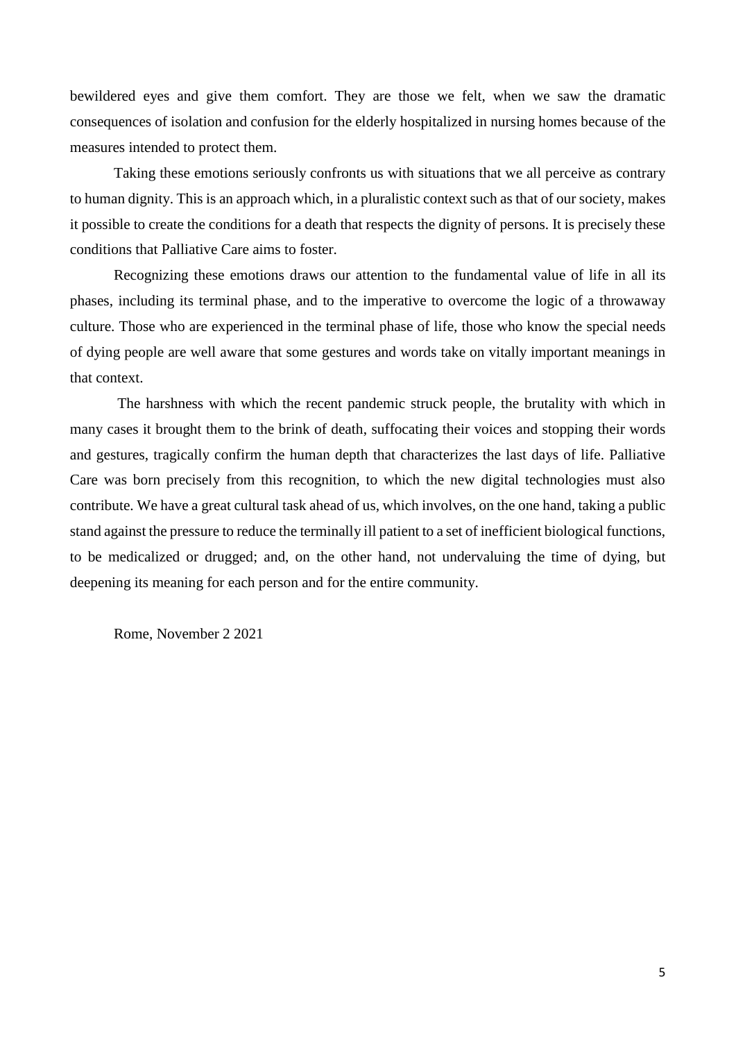bewildered eyes and give them comfort. They are those we felt, when we saw the dramatic consequences of isolation and confusion for the elderly hospitalized in nursing homes because of the measures intended to protect them.

Taking these emotions seriously confronts us with situations that we all perceive as contrary to human dignity. This is an approach which, in a pluralistic context such as that of our society, makes it possible to create the conditions for a death that respects the dignity of persons. It is precisely these conditions that Palliative Care aims to foster.

Recognizing these emotions draws our attention to the fundamental value of life in all its phases, including its terminal phase, and to the imperative to overcome the logic of a throwaway culture. Those who are experienced in the terminal phase of life, those who know the special needs of dying people are well aware that some gestures and words take on vitally important meanings in that context.

The harshness with which the recent pandemic struck people, the brutality with which in many cases it brought them to the brink of death, suffocating their voices and stopping their words and gestures, tragically confirm the human depth that characterizes the last days of life. Palliative Care was born precisely from this recognition, to which the new digital technologies must also contribute. We have a great cultural task ahead of us, which involves, on the one hand, taking a public stand against the pressure to reduce the terminally ill patient to a set of inefficient biological functions, to be medicalized or drugged; and, on the other hand, not undervaluing the time of dying, but deepening its meaning for each person and for the entire community.

Rome, November 2 2021